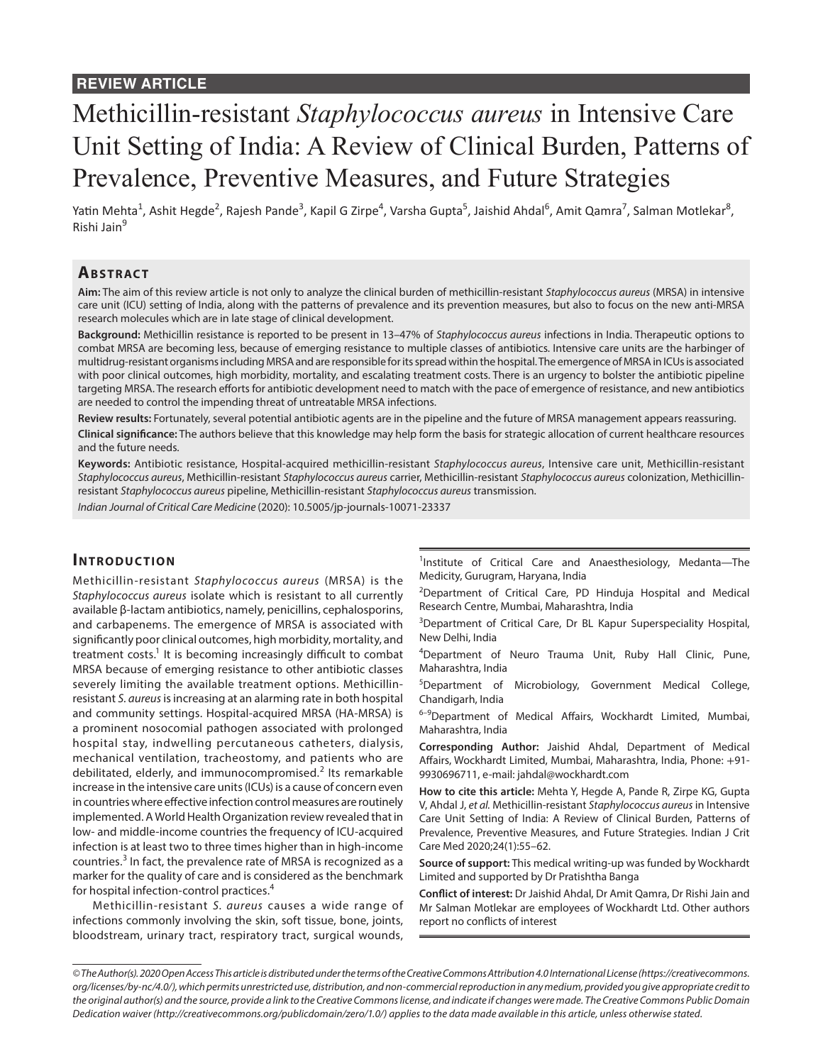**REVIEW ARTICLE**

# Methicillin-resistant *Staphylococcus aureus* in Intensive Care Unit Setting of India: A Review of Clinical Burden, Patterns of Prevalence, Preventive Measures, and Future Strategies

Yatin Mehta[1], Ashit Hegde[2], Rajesh Pande[3], Kapil G Zirpe[4], Varsha Gupta[5], Jaishid Ahdal[6], Amit Qamra[7], Salman Motlekar[8], Rishi Jain[9]

## Abstract

**Aim:** The aim of this review article is not only to analyze the clinical burden of methicillin-resistant *Staphylococcus aureus* (MRSA) in intensive care unit (ICU) setting of India, along with the patterns of prevalence and its prevention measures, but also to focus on the new anti-MRSA research molecules which are in late stage of clinical development.

**Background:** Methicillin resistance is reported to be present in 13–47% of *Staphylococcus aureus* infections in India. Therapeutic options to combat MRSA are becoming less, because of emerging resistance to multiple classes of antibiotics. Intensive care units are the harbinger of multidrug-resistant organisms including MRSA and are responsible for its spread within the hospital. The emergence of MRSA in ICUs is associated with poor clinical outcomes, high morbidity, mortality, and escalating treatment costs. There is an urgency to bolster the antibiotic pipeline targeting MRSA. The research efforts for antibiotic development need to match with the pace of emergence of resistance, and new antibiotics are needed to control the impending threat of untreatable MRSA infections.

**Review results:** Fortunately, several potential antibiotic agents are in the pipeline and the future of MRSA management appears reassuring.

**Clinical significance:** The authors believe that this knowledge may help form the basis for strategic allocation of current healthcare resources and the future needs.

**Keywords:** Antibiotic resistance, Hospital-acquired methicillin-resistant *Staphylococcus aureus*, Intensive care unit, Methicillin-resistant *Staphylococcus aureus*, Methicillin-resistant *Staphylococcus aureus* carrier, Methicillin-resistant *Staphylococcus aureus* colonization, Methicillin-resistant *Staphylococcus aureus* pipeline, Methicillin-resistant *Staphylococcus aureus* transmission.

*Indian Journal of Critical Care Medicine* (2020): 10.5005/jp-journals-10071-23337

## Introduction

Methicillin-resistant *Staphylococcus aureus* (MRSA) is the *Staphylococcus aureus* isolate which is resistant to all currently available β-lactam antibiotics, namely, penicillins, cephalosporins, and carbapenems. The emergence of MRSA is associated with significantly poor clinical outcomes, high morbidity, mortality, and treatment costs.[1] It is becoming increasingly difficult to combat MRSA because of emerging resistance to other antibiotic classes severely limiting the available treatment options. Methicillin-resistant *S. aureus* is increasing at an alarming rate in both hospital and community settings. Hospital-acquired MRSA (HA-MRSA) is a prominent nosocomial pathogen associated with prolonged hospital stay, indwelling percutaneous catheters, dialysis, mechanical ventilation, tracheostomy, and patients who are debilitated, elderly, and immunocompromised.[2] Its remarkable increase in the intensive care units (ICUs) is a cause of concern even in countries where effective infection control measures are routinely implemented. A World Health Organization review revealed that in low- and middle-income countries the frequency of ICU-acquired infection is at least two to three times higher than in high-income countries.[3] In fact, the prevalence rate of MRSA is recognized as a marker for the quality of care and is considered as the benchmark for hospital infection-control practices.[4]

Methicillin-resistant *S. aureus* causes a wide range of infections commonly involving the skin, soft tissue, bone, joints, bloodstream, urinary tract, respiratory tract, surgical wounds,

[1]Institute of Critical Care and Anaesthesiology, Medanta—The Medicity, Gurugram, Haryana, India

[2]Department of Critical Care, PD Hinduja Hospital and Medical Research Centre, Mumbai, Maharashtra, India

[3]Department of Critical Care, Dr BL Kapur Superspeciality Hospital, New Delhi, India

[4]Department of Neuro Trauma Unit, Ruby Hall Clinic, Pune, Maharashtra, India

[5]Department of Microbiology, Government Medical College, Chandigarh, India

[6–9]Department of Medical Affairs, Wockhardt Limited, Mumbai, Maharashtra, India

**Corresponding Author:** Jaishid Ahdal, Department of Medical Affairs, Wockhardt Limited, Mumbai, Maharashtra, India, Phone: +91-9930696711, e-mail: jahdal@wockhardt.com

**How to cite this article:** Mehta Y, Hegde A, Pande R, Zirpe KG, Gupta V, Ahdal J, *et al.* Methicillin-resistant *Staphylococcus aureus* in Intensive Care Unit Setting of India: A Review of Clinical Burden, Patterns of Prevalence, Preventive Measures, and Future Strategies. Indian J Crit Care Med 2020;24(1):55–62.

**Source of support:** This medical writing-up was funded by Wockhardt Limited and supported by Dr Pratishtha Banga

**Conflict of interest:** Dr Jaishid Ahdal, Dr Amit Qamra, Dr Rishi Jain and Mr Salman Motlekar are employees of Wockhardt Ltd. Other authors report no conflicts of interest

*© The Author(s). 2020 Open Access This article is distributed under the terms of the Creative Commons Attribution 4.0 International License (https://creativecommons.org/licenses/by-nc/4.0/), which permits unrestricted use, distribution, and non-commercial reproduction in any medium, provided you give appropriate credit to the original author(s) and the source, provide a link to the Creative Commons license, and indicate if changes were made. The Creative Commons Public Domain Dedication waiver (http://creativecommons.org/publicdomain/zero/1.0/) applies to the data made available in this article, unless otherwise stated.*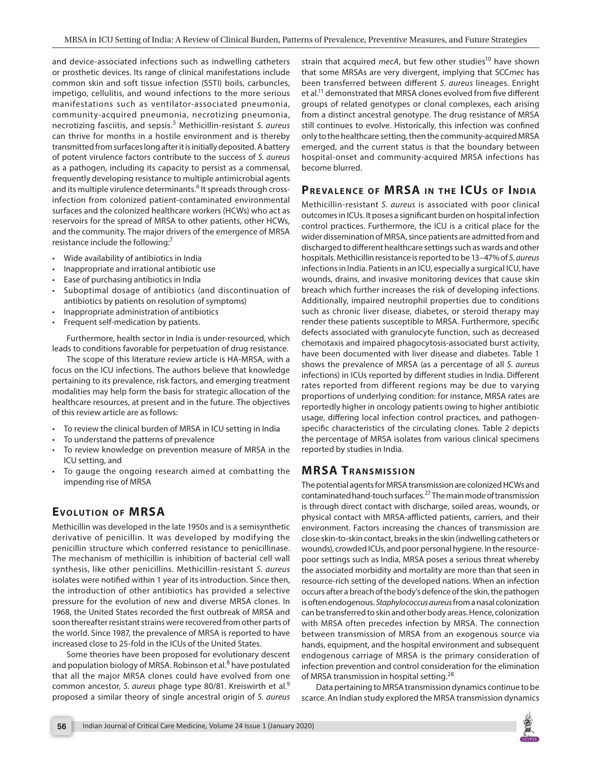and device-associated infections such as indwelling catheters or prosthetic devices. Its range of clinical manifestations include common skin and soft tissue infection (SSTI) boils, carbuncles, impetigo, cellulitis, and wound infections to the more serious manifestations such as ventilator-associated pneumonia, community-acquired pneumonia, necrotizing pneumonia, necrotizing fasciitis, and sepsis.[5] Methicillin-resistant *S. aureus* can thrive for months in a hostile environment and is thereby transmitted from surfaces long after it is initially deposited. A battery of potent virulence factors contribute to the success of *S. aureus* as a pathogen, including its capacity to persist as a commensal, frequently developing resistance to multiple antimicrobial agents and its multiple virulence determinants.[6] It spreads through cross-infection from colonized patient-contaminated environmental surfaces and the colonized healthcare workers (HCWs) who act as reservoirs for the spread of MRSA to other patients, other HCWs, and the community. The major drivers of the emergence of MRSA resistance include the following:[7]

- Wide availability of antibiotics in India
- Inappropriate and irrational antibiotic use
- Ease of purchasing antibiotics in India
- Suboptimal dosage of antibiotics (and discontinuation of antibiotics by patients on resolution of symptoms)
- Inappropriate administration of antibiotics
- Frequent self-medication by patients.

Furthermore, health sector in India is under-resourced, which leads to conditions favorable for perpetuation of drug resistance.

The scope of this literature review article is HA-MRSA, with a focus on the ICU infections. The authors believe that knowledge pertaining to its prevalence, risk factors, and emerging treatment modalities may help form the basis for strategic allocation of the healthcare resources, at present and in the future. The objectives of this review article are as follows:

- To review the clinical burden of MRSA in ICU setting in India
- To understand the patterns of prevalence
- To review knowledge on prevention measure of MRSA in the ICU setting, and
- To gauge the ongoing research aimed at combatting the impending rise of MRSA

## Evolution of MRSA

Methicillin was developed in the late 1950s and is a semisynthetic derivative of penicillin. It was developed by modifying the penicillin structure which conferred resistance to penicillinase. The mechanism of methicillin is inhibition of bacterial cell wall synthesis, like other penicillins. Methicillin-resistant *S. aureus* isolates were notified within 1 year of its introduction. Since then, the introduction of other antibiotics has provided a selective pressure for the evolution of new and diverse MRSA clones. In 1968, the United States recorded the first outbreak of MRSA and soon thereafter resistant strains were recovered from other parts of the world. Since 1987, the prevalence of MRSA is reported to have increased close to 25-fold in the ICUs of the United States.

Some theories have been proposed for evolutionary descent and population biology of MRSA. Robinson et al.[8] have postulated that all the major MRSA clones could have evolved from one common ancestor, *S. aureus* phage type 80/81. Kreiswirth et al.[9] proposed a similar theory of single ancestral origin of *S. aureus* strain that acquired *mecA*, but few other studies[10] have shown that some MRSAs are very divergent, implying that SCC*mec* has been transferred between different *S. aureus* lineages. Enright et al.[11] demonstrated that MRSA clones evolved from five different groups of related genotypes or clonal complexes, each arising from a distinct ancestral genotype. The drug resistance of MRSA still continues to evolve. Historically, this infection was confined only to the healthcare setting, then the community-acquired MRSA emerged, and the current status is that the boundary between hospital-onset and community-acquired MRSA infections has become blurred.

## Prevalence of MRSA in the ICUs of India

Methicillin-resistant *S. aureus* is associated with poor clinical outcomes in ICUs. It poses a significant burden on hospital infection control practices. Furthermore, the ICU is a critical place for the wider dissemination of MRSA, since patients are admitted from and discharged to different healthcare settings such as wards and other hospitals. Methicillin resistance is reported to be 13–47% of *S. aureus* infections in India. Patients in an ICU, especially a surgical ICU, have wounds, drains, and invasive monitoring devices that cause skin breach which further increases the risk of developing infections. Additionally, impaired neutrophil properties due to conditions such as chronic liver disease, diabetes, or steroid therapy may render these patients susceptible to MRSA. Furthermore, specific defects associated with granulocyte function, such as decreased chemotaxis and impaired phagocytosis-associated burst activity, have been documented with liver disease and diabetes. Table 1 shows the prevalence of MRSA (as a percentage of all *S. aureus* infections) in ICUs reported by different studies in India. Different rates reported from different regions may be due to varying proportions of underlying condition: for instance, MRSA rates are reportedly higher in oncology patients owing to higher antibiotic usage, differing local infection control practices, and pathogen-specific characteristics of the circulating clones. Table 2 depicts the percentage of MRSA isolates from various clinical specimens reported by studies in India.

## MRSA Transmission

The potential agents for MRSA transmission are colonized HCWs and contaminated hand-touch surfaces.[27] The main mode of transmission is through direct contact with discharge, soiled areas, wounds, or physical contact with MRSA-afflicted patients, carriers, and their environment. Factors increasing the chances of transmission are close skin-to-skin contact, breaks in the skin (indwelling catheters or wounds), crowded ICUs, and poor personal hygiene. In the resource-poor settings such as India, MRSA poses a serious threat whereby the associated morbidity and mortality are more than that seen in resource-rich setting of the developed nations. When an infection occurs after a breach of the body's defence of the skin, the pathogen is often endogenous. *Staphylococcus aureus* from a nasal colonization can be transferred to skin and other body areas. Hence, colonization with MRSA often precedes infection by MRSA. The connection between transmission of MRSA from an exogenous source via hands, equipment, and the hospital environment and subsequent endogenous carriage of MRSA is the primary consideration of infection prevention and control consideration for the elimination of MRSA transmission in hospital setting.[28]

Data pertaining to MRSA transmission dynamics continue to be scarce. An Indian study explored the MRSA transmission dynamics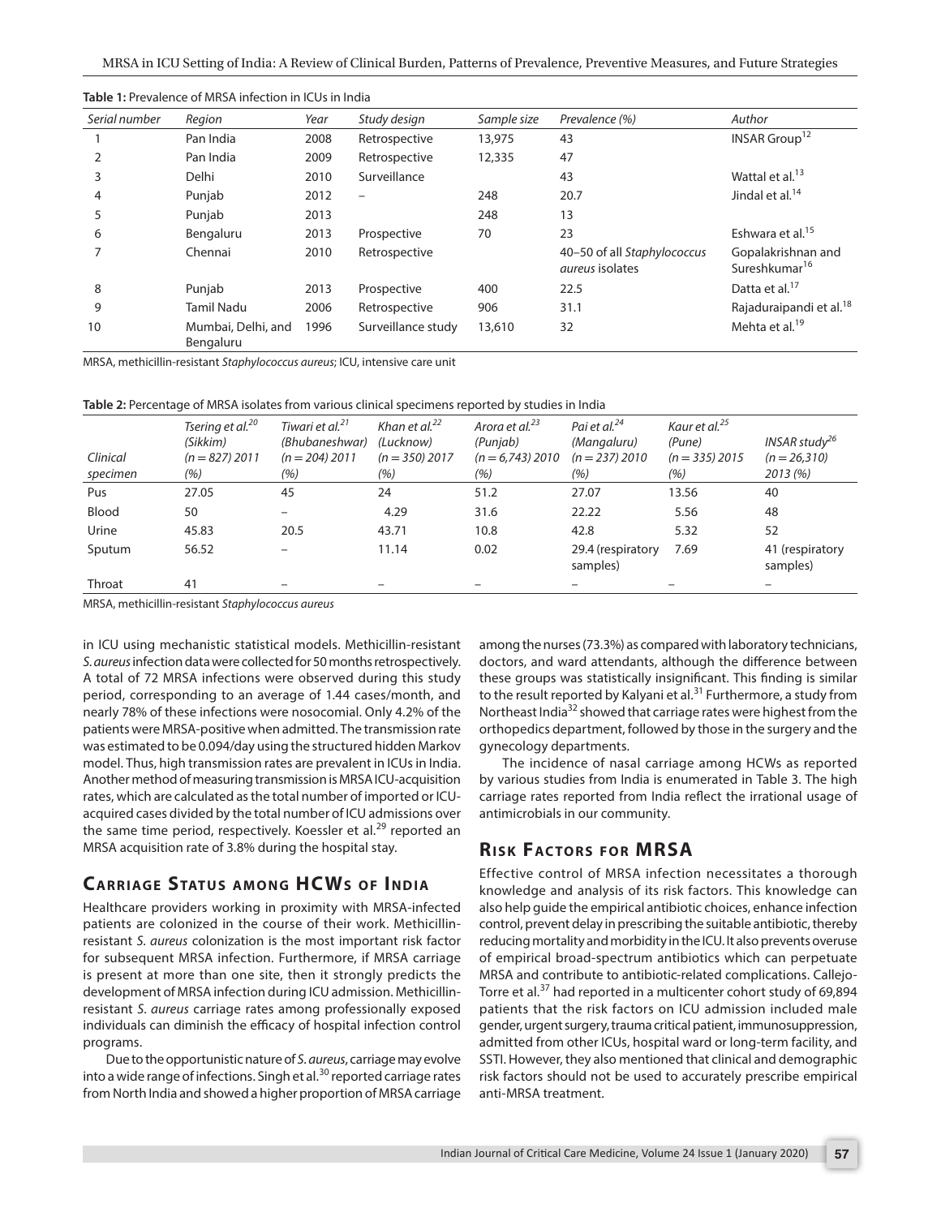**Table 1:** Prevalence of MRSA infection in ICUs in India

| Serial number | Region | Year | Study design | Sample size | Prevalence (%) | Author |
|---|---|---|---|---|---|---|
| 1 | Pan India | 2008 | Retrospective | 13,975 | 43 | INSAR Group[12] |
| 2 | Pan India | 2009 | Retrospective | 12,335 | 47 | |
| 3 | Delhi | 2010 | Surveillance | | 43 | Wattal et al.[13] |
| 4 | Punjab | 2012 | – | 248 | 20.7 | Jindal et al.[14] |
| 5 | Punjab | 2013 | | 248 | 13 | |
| 6 | Bengaluru | 2013 | Prospective | 70 | 23 | Eshwara et al.[15] |
| 7 | Chennai | 2010 | Retrospective | | 40–50 of all *Staphylococcus aureus* isolates | Gopalakrishnan and Sureshkumar[16] |
| 8 | Punjab | 2013 | Prospective | 400 | 22.5 | Datta et al.[17] |
| 9 | Tamil Nadu | 2006 | Retrospective | 906 | 31.1 | Rajaduraipandi et al.[18] |
| 10 | Mumbai, Delhi, and Bengaluru | 1996 | Surveillance study | 13,610 | 32 | Mehta et al.[19] |

MRSA, methicillin-resistant *Staphylococcus aureus*; ICU, intensive care unit

**Table 2:** Percentage of MRSA isolates from various clinical specimens reported by studies in India

| Clinical specimen | *Tsering et al.[20] (Sikkim) (n = 827) 2011 (%)* | *Tiwari et al.[21] (Bhubaneshwar) (n = 204) 2011 (%)* | *Khan et al.[22] (Lucknow) (n = 350) 2017 (%)* | *Arora et al.[23] (Punjab) (n = 6,743) 2010 (%)* | *Pai et al.[24] (Mangaluru) (n = 237) 2010 (%)* | *Kaur et al.[25] (Pune) (n = 335) 2015 (%)* | *INSAR study[26] (n = 26,310) 2013 (%)* |
|---|---|---|---|---|---|---|---|
| Pus | 27.05 | 45 | 24 | 51.2 | 27.07 | 13.56 | 40 |
| Blood | 50 | – | 4.29 | 31.6 | 22.22 | 5.56 | 48 |
| Urine | 45.83 | 20.5 | 43.71 | 10.8 | 42.8 | 5.32 | 52 |
| Sputum | 56.52 | – | 11.14 | 0.02 | 29.4 (respiratory samples) | 7.69 | 41 (respiratory samples) |
| Throat | 41 | – | – | – | – | – | – |

MRSA, methicillin-resistant *Staphylococcus aureus*

in ICU using mechanistic statistical models. Methicillin-resistant *S. aureus* infection data were collected for 50 months retrospectively. A total of 72 MRSA infections were observed during this study period, corresponding to an average of 1.44 cases/month, and nearly 78% of these infections were nosocomial. Only 4.2% of the patients were MRSA-positive when admitted. The transmission rate was estimated to be 0.094/day using the structured hidden Markov model. Thus, high transmission rates are prevalent in ICUs in India. Another method of measuring transmission is MRSA ICU-acquisition rates, which are calculated as the total number of imported or ICU-acquired cases divided by the total number of ICU admissions over the same time period, respectively. Koessler et al.[29] reported an MRSA acquisition rate of 3.8% during the hospital stay.

## Carriage Status among HCWs of India

Healthcare providers working in proximity with MRSA-infected patients are colonized in the course of their work. Methicillin-resistant *S. aureus* colonization is the most important risk factor for subsequent MRSA infection. Furthermore, if MRSA carriage is present at more than one site, then it strongly predicts the development of MRSA infection during ICU admission. Methicillin-resistant *S. aureus* carriage rates among professionally exposed individuals can diminish the efficacy of hospital infection control programs.

Due to the opportunistic nature of *S. aureus*, carriage may evolve into a wide range of infections. Singh et al.[30] reported carriage rates from North India and showed a higher proportion of MRSA carriage among the nurses (73.3%) as compared with laboratory technicians, doctors, and ward attendants, although the difference between these groups was statistically insignificant. This finding is similar to the result reported by Kalyani et al.[31] Furthermore, a study from Northeast India[32] showed that carriage rates were highest from the orthopedics department, followed by those in the surgery and the gynecology departments.

The incidence of nasal carriage among HCWs as reported by various studies from India is enumerated in Table 3. The high carriage rates reported from India reflect the irrational usage of antimicrobials in our community.

## Risk Factors for MRSA

Effective control of MRSA infection necessitates a thorough knowledge and analysis of its risk factors. This knowledge can also help guide the empirical antibiotic choices, enhance infection control, prevent delay in prescribing the suitable antibiotic, thereby reducing mortality and morbidity in the ICU. It also prevents overuse of empirical broad-spectrum antibiotics which can perpetuate MRSA and contribute to antibiotic-related complications. Callejo-Torre et al.[37] had reported in a multicenter cohort study of 69,894 patients that the risk factors on ICU admission included male gender, urgent surgery, trauma critical patient, immunosuppression, admitted from other ICUs, hospital ward or long-term facility, and SSTI. However, they also mentioned that clinical and demographic risk factors should not be used to accurately prescribe empirical anti-MRSA treatment.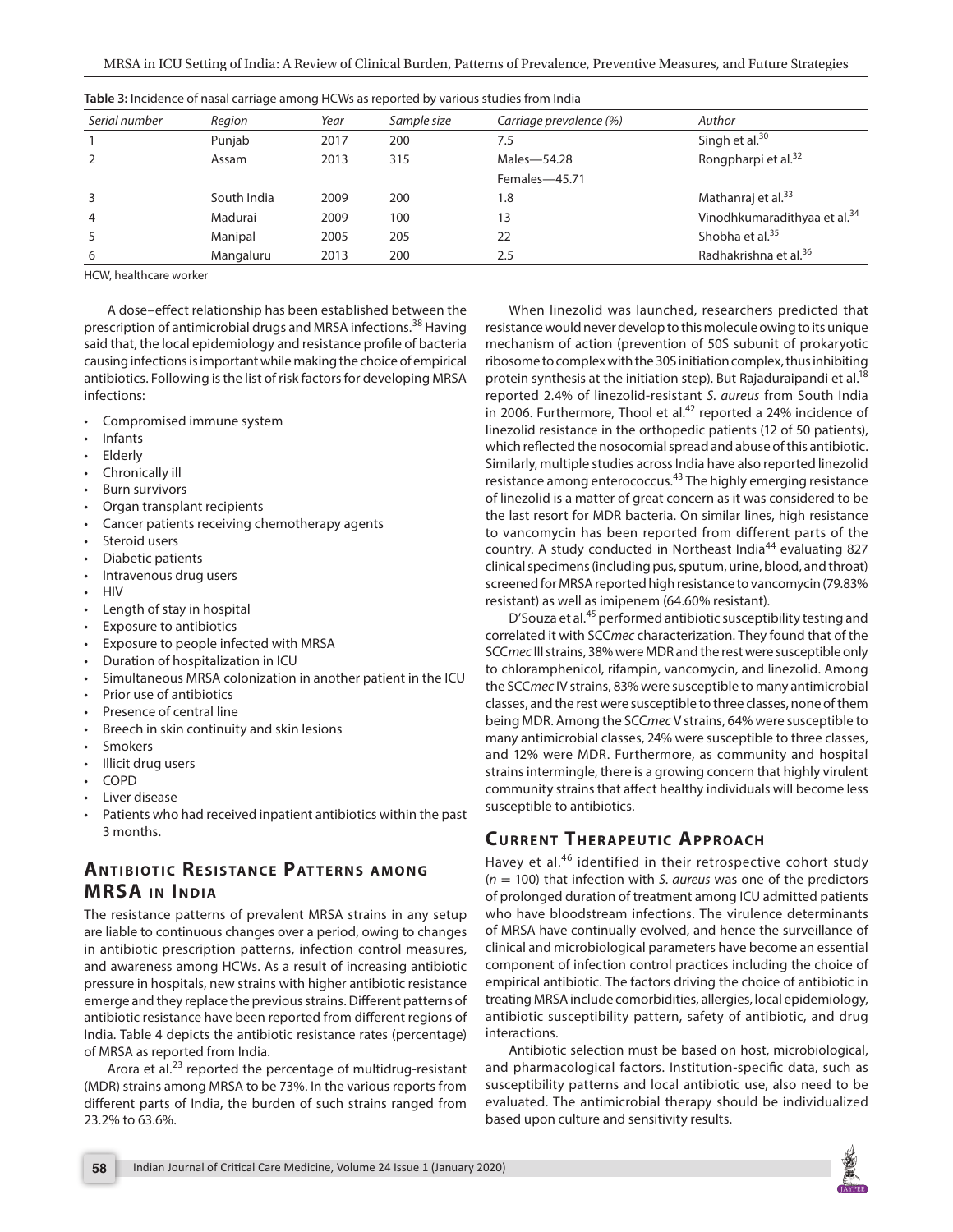**Table 3:** Incidence of nasal carriage among HCWs as reported by various studies from India

| Serial number | Region | Year | Sample size | Carriage prevalence (%) | Author |
|---|---|---|---|---|---|
| 1 | Punjab | 2017 | 200 | 7.5 | Singh et al.[30] |
| 2 | Assam | 2013 | 315 | Males—54.28<br>Females—45.71 | Rongpharpi et al.[32] |
| 3 | South India | 2009 | 200 | 1.8 | Mathanraj et al.[33] |
| 4 | Madurai | 2009 | 100 | 13 | Vinodhkumaradithyaa et al.[34] |
| 5 | Manipal | 2005 | 205 | 22 | Shobha et al.[35] |
| 6 | Mangaluru | 2013 | 200 | 2.5 | Radhakrishna et al.[36] |

HCW, healthcare worker

A dose–effect relationship has been established between the prescription of antimicrobial drugs and MRSA infections.[38] Having said that, the local epidemiology and resistance profile of bacteria causing infections is important while making the choice of empirical antibiotics. Following is the list of risk factors for developing MRSA infections:

- Compromised immune system
- Infants
- Elderly
- Chronically ill
- Burn survivors
- Organ transplant recipients
- Cancer patients receiving chemotherapy agents
- Steroid users
- Diabetic patients
- Intravenous drug users
- HIV
- Length of stay in hospital
- Exposure to antibiotics
- Exposure to people infected with MRSA
- Duration of hospitalization in ICU
- Simultaneous MRSA colonization in another patient in the ICU
- Prior use of antibiotics
- Presence of central line
- Breech in skin continuity and skin lesions
- Smokers
- Illicit drug users
- COPD
- Liver disease
- Patients who had received inpatient antibiotics within the past 3 months.

## Antibiotic Resistance Patterns among MRSA in India

The resistance patterns of prevalent MRSA strains in any setup are liable to continuous changes over a period, owing to changes in antibiotic prescription patterns, infection control measures, and awareness among HCWs. As a result of increasing antibiotic pressure in hospitals, new strains with higher antibiotic resistance emerge and they replace the previous strains. Different patterns of antibiotic resistance have been reported from different regions of India. Table 4 depicts the antibiotic resistance rates (percentage) of MRSA as reported from India.

Arora et al.[23] reported the percentage of multidrug-resistant (MDR) strains among MRSA to be 73%. In the various reports from different parts of India, the burden of such strains ranged from 23.2% to 63.6%.

When linezolid was launched, researchers predicted that resistance would never develop to this molecule owing to its unique mechanism of action (prevention of 50S subunit of prokaryotic ribosome to complex with the 30S initiation complex, thus inhibiting protein synthesis at the initiation step). But Rajaduraipandi et al.[18] reported 2.4% of linezolid-resistant *S. aureus* from South India in 2006. Furthermore, Thool et al.[42] reported a 24% incidence of linezolid resistance in the orthopedic patients (12 of 50 patients), which reflected the nosocomial spread and abuse of this antibiotic. Similarly, multiple studies across India have also reported linezolid resistance among enterococcus.[43] The highly emerging resistance of linezolid is a matter of great concern as it was considered to be the last resort for MDR bacteria. On similar lines, high resistance to vancomycin has been reported from different parts of the country. A study conducted in Northeast India[44] evaluating 827 clinical specimens (including pus, sputum, urine, blood, and throat) screened for MRSA reported high resistance to vancomycin (79.83% resistant) as well as imipenem (64.60% resistant).

D'Souza et al.[45] performed antibiotic susceptibility testing and correlated it with SCC*mec* characterization. They found that of the SCC*mec* III strains, 38% were MDR and the rest were susceptible only to chloramphenicol, rifampin, vancomycin, and linezolid. Among the SCC*mec* IV strains, 83% were susceptible to many antimicrobial classes, and the rest were susceptible to three classes, none of them being MDR. Among the SCC*mec* V strains, 64% were susceptible to many antimicrobial classes, 24% were susceptible to three classes, and 12% were MDR. Furthermore, as community and hospital strains intermingle, there is a growing concern that highly virulent community strains that affect healthy individuals will become less susceptible to antibiotics.

## Current Therapeutic Approach

Havey et al.[46] identified in their retrospective cohort study ($n = 100$) that infection with *S. aureus* was one of the predictors of prolonged duration of treatment among ICU admitted patients who have bloodstream infections. The virulence determinants of MRSA have continually evolved, and hence the surveillance of clinical and microbiological parameters have become an essential component of infection control practices including the choice of empirical antibiotic. The factors driving the choice of antibiotic in treating MRSA include comorbidities, allergies, local epidemiology, antibiotic susceptibility pattern, safety of antibiotic, and drug interactions.

Antibiotic selection must be based on host, microbiological, and pharmacological factors. Institution-specific data, such as susceptibility patterns and local antibiotic use, also need to be evaluated. The antimicrobial therapy should be individualized based upon culture and sensitivity results.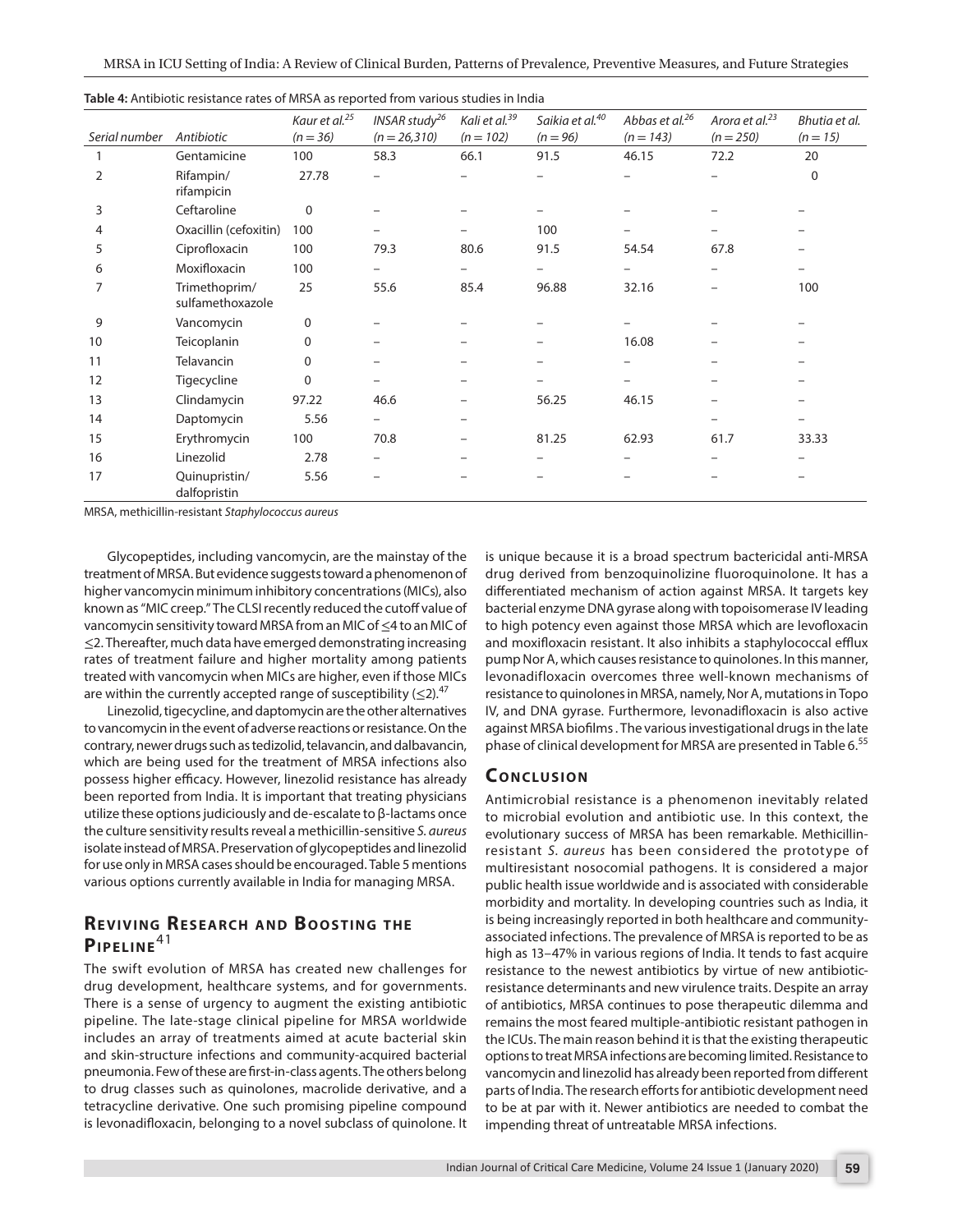**Table 4:** Antibiotic resistance rates of MRSA as reported from various studies in India

| Serial number | Antibiotic | Kaur et al.[25] (n = 36) | INSAR study[26] (n = 26,310) | Kali et al.[39] (n = 102) | Saikia et al.[40] (n = 96) | Abbas et al.[26] (n = 143) | Arora et al.[23] (n = 250) | Bhutia et al. (n = 15) |
|---|---|---|---|---|---|---|---|---|
| 1 | Gentamicine | 100 | 58.3 | 66.1 | 91.5 | 46.15 | 72.2 | 20 |
| 2 | Rifampin/ rifampicin | 27.78 | – | – | – | – | – | 0 |
| 3 | Ceftaroline | 0 | – | – | – | – | – | – |
| 4 | Oxacillin (cefoxitin) | 100 | – | – | 100 | – | – | – |
| 5 | Ciprofloxacin | 100 | 79.3 | 80.6 | 91.5 | 54.54 | 67.8 | – |
| 6 | Moxifloxacin | 100 | – | – | – | – | – | – |
| 7 | Trimethoprim/ sulfamethoxazole | 25 | 55.6 | 85.4 | 96.88 | 32.16 | – | 100 |
| 9 | Vancomycin | 0 | – | – | – | – | – | – |
| 10 | Teicoplanin | 0 | – | – | – | 16.08 | – | – |
| 11 | Telavancin | 0 | – | – | – | – | – | – |
| 12 | Tigecycline | 0 | – | – | – | – | – | – |
| 13 | Clindamycin | 97.22 | 46.6 | – | 56.25 | 46.15 | – | – |
| 14 | Daptomycin | 5.56 | – | – | | | – | – |
| 15 | Erythromycin | 100 | 70.8 | – | 81.25 | 62.93 | 61.7 | 33.33 |
| 16 | Linezolid | 2.78 | – | – | – | – | – | – |
| 17 | Quinupristin/ dalfopristin | 5.56 | – | – | – | – | – | – |

MRSA, methicillin-resistant *Staphylococcus aureus*

Glycopeptides, including vancomycin, are the mainstay of the treatment of MRSA. But evidence suggests toward a phenomenon of higher vancomycin minimum inhibitory concentrations (MICs), also known as "MIC creep." The CLSI recently reduced the cutoff value of vancomycin sensitivity toward MRSA from an MIC of ≤4 to an MIC of ≤2. Thereafter, much data have emerged demonstrating increasing rates of treatment failure and higher mortality among patients treated with vancomycin when MICs are higher, even if those MICs are within the currently accepted range of susceptibility (≤2).[47]

Linezolid, tigecycline, and daptomycin are the other alternatives to vancomycin in the event of adverse reactions or resistance. On the contrary, newer drugs such as tedizolid, telavancin, and dalbavancin, which are being used for the treatment of MRSA infections also possess higher efficacy. However, linezolid resistance has already been reported from India. It is important that treating physicians utilize these options judiciously and de-escalate to β-lactams once the culture sensitivity results reveal a methicillin-sensitive *S. aureus* isolate instead of MRSA. Preservation of glycopeptides and linezolid for use only in MRSA cases should be encouraged. Table 5 mentions various options currently available in India for managing MRSA.

## Reviving Research and Boosting the Pipeline[41]

The swift evolution of MRSA has created new challenges for drug development, healthcare systems, and for governments. There is a sense of urgency to augment the existing antibiotic pipeline. The late-stage clinical pipeline for MRSA worldwide includes an array of treatments aimed at acute bacterial skin and skin-structure infections and community-acquired bacterial pneumonia. Few of these are first-in-class agents. The others belong to drug classes such as quinolones, macrolide derivative, and a tetracycline derivative. One such promising pipeline compound is levonadifloxacin, belonging to a novel subclass of quinolone. It is unique because it is a broad spectrum bactericidal anti-MRSA drug derived from benzoquinolizine fluoroquinolone. It has a differentiated mechanism of action against MRSA. It targets key bacterial enzyme DNA gyrase along with topoisomerase IV leading to high potency even against those MRSA which are levofloxacin and moxifloxacin resistant. It also inhibits a staphylococcal efflux pump Nor A, which causes resistance to quinolones. In this manner, levonadifloxacin overcomes three well-known mechanisms of resistance to quinolones in MRSA, namely, Nor A, mutations in Topo IV, and DNA gyrase. Furthermore, levonadifloxacin is also active against MRSA biofilms . The various investigational drugs in the late phase of clinical development for MRSA are presented in Table 6.[55]

## Conclusion

Antimicrobial resistance is a phenomenon inevitably related to microbial evolution and antibiotic use. In this context, the evolutionary success of MRSA has been remarkable. Methicillin-resistant *S. aureus* has been considered the prototype of multiresistant nosocomial pathogens. It is considered a major public health issue worldwide and is associated with considerable morbidity and mortality. In developing countries such as India, it is being increasingly reported in both healthcare and community-associated infections. The prevalence of MRSA is reported to be as high as 13–47% in various regions of India. It tends to fast acquire resistance to the newest antibiotics by virtue of new antibiotic-resistance determinants and new virulence traits. Despite an array of antibiotics, MRSA continues to pose therapeutic dilemma and remains the most feared multiple-antibiotic resistant pathogen in the ICUs. The main reason behind it is that the existing therapeutic options to treat MRSA infections are becoming limited. Resistance to vancomycin and linezolid has already been reported from different parts of India. The research efforts for antibiotic development need to be at par with it. Newer antibiotics are needed to combat the impending threat of untreatable MRSA infections.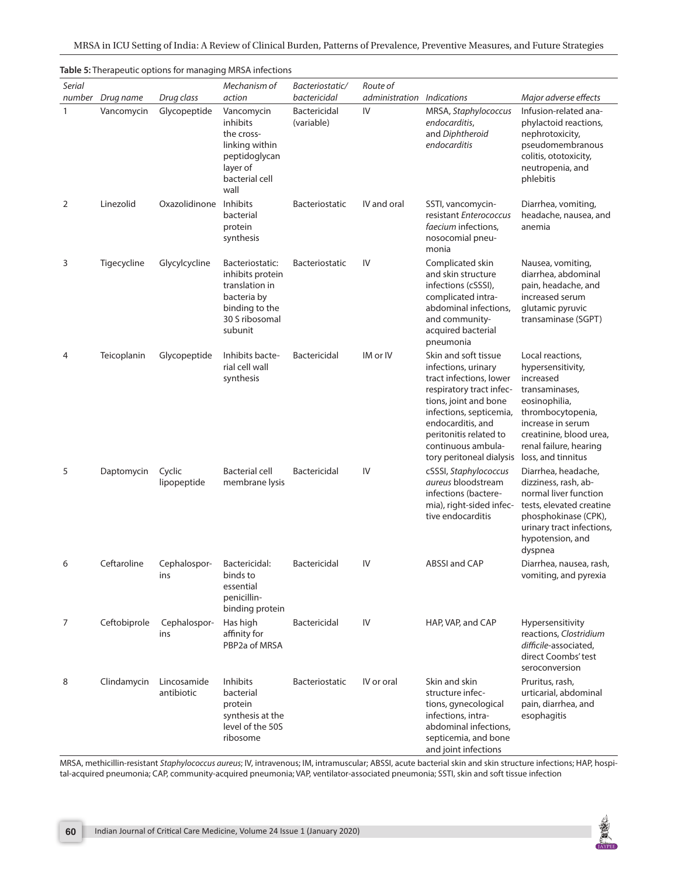**Table 5:** Therapeutic options for managing MRSA infections

| *Serial number* | *Drug name* | *Drug class* | *Mechanism of action* | *Bacteriostatic/ bactericidal* | *Route of administration* | *Indications* | *Major adverse effects* |
|---|---|---|---|---|---|---|---|
| 1 | Vancomycin | Glycopeptide | Vancomycin inhibits the cross-linking within peptidoglycan layer of bacterial cell wall | Bactericidal (variable) | IV | MRSA, *Staphylococcus endocarditis*, and *Diphtheroid endocarditis* | Infusion-related anaphylactoid reactions, nephrotoxicity, pseudomembranous colitis, ototoxicity, neutropenia, and phlebitis |
| 2 | Linezolid | Oxazolidinone | Inhibits bacterial protein synthesis | Bacteriostatic | IV and oral | SSTI, vancomycin-resistant *Enterococcus faecium* infections, nosocomial pneumonia | Diarrhea, vomiting, headache, nausea, and anemia |
| 3 | Tigecycline | Glycylcycline | Bacteriostatic: inhibits protein translation in bacteria by binding to the 30 S ribosomal subunit | Bacteriostatic | IV | Complicated skin and skin structure infections (cSSSI), complicated intra-abdominal infections, and community-acquired bacterial pneumonia | Nausea, vomiting, diarrhea, abdominal pain, headache, and increased serum glutamic pyruvic transaminase (SGPT) |
| 4 | Teicoplanin | Glycopeptide | Inhibits bacterial cell wall synthesis | Bactericidal | IM or IV | Skin and soft tissue infections, urinary tract infections, lower respiratory tract infections, joint and bone infections, septicemia, endocarditis, and peritonitis related to continuous ambulatory peritoneal dialysis | Local reactions, hypersensitivity, increased transaminases, eosinophilia, thrombocytopenia, increase in serum creatinine, blood urea, renal failure, hearing loss, and tinnitus |
| 5 | Daptomycin | Cyclic lipopeptide | Bacterial cell membrane lysis | Bactericidal | IV | cSSSI, *Staphylococcus aureus* bloodstream infections (bacteremia), right-sided infective endocarditis | Diarrhea, headache, dizziness, rash, abnormal liver function tests, elevated creatine phosphokinase (CPK), urinary tract infections, hypotension, and dyspnea |
| 6 | Ceftaroline | Cephalosporins | Bactericidal: binds to essential penicillin-binding protein | Bactericidal | IV | ABSSI and CAP | Diarrhea, nausea, rash, vomiting, and pyrexia |
| 7 | Ceftobiprole | Cephalosporins | Has high affinity for PBP2a of MRSA | Bactericidal | IV | HAP, VAP, and CAP | Hypersensitivity reactions, *Clostridium difficile*-associated, direct Coombs' test seroconversion |
| 8 | Clindamycin | Lincosamide antibiotic | Inhibits bacterial protein synthesis at the level of the 50S ribosome | Bacteriostatic | IV or oral | Skin and skin structure infections, gynecological infections, intra-abdominal infections, septicemia, and bone and joint infections | Pruritus, rash, urticarial, abdominal pain, diarrhea, and esophagitis |

MRSA, methicillin-resistant *Staphylococcus aureus*; IV, intravenous; IM, intramuscular; ABSSI, acute bacterial skin and skin structure infections; HAP, hospital-acquired pneumonia; CAP, community-acquired pneumonia; VAP, ventilator-associated pneumonia; SSTI, skin and soft tissue infection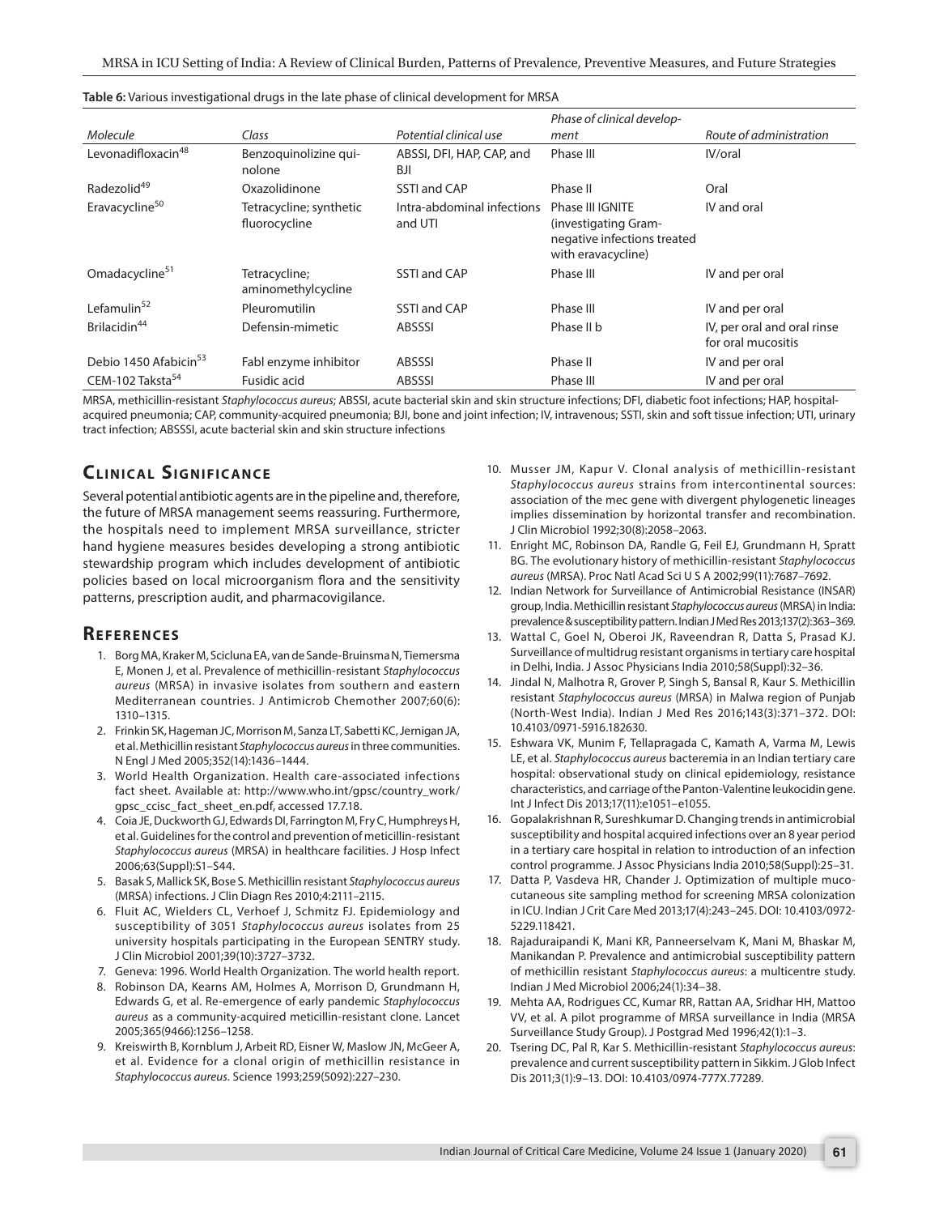**Table 6:** Various investigational drugs in the late phase of clinical development for MRSA

| Molecule | Class | Potential clinical use | Phase of clinical development | Route of administration |
|---|---|---|---|---|
| Levonadifloxacin[48] | Benzoquinolizine quinolone | ABSSI, DFI, HAP, CAP, and BJI | Phase III | IV/oral |
| Radezolid[49] | Oxazolidinone | SSTI and CAP | Phase II | Oral |
| Eravacycline[50] | Tetracycline; synthetic fluorocycline | Intra-abdominal infections and UTI | Phase III IGNITE (investigating Gram-negative infections treated with eravacycline) | IV and oral |
| Omadacycline[51] | Tetracycline; aminomethylcycline | SSTI and CAP | Phase III | IV and per oral |
| Lefamulin[52] | Pleuromutilin | SSTI and CAP | Phase III | IV and per oral |
| Brilacidin[44] | Defensin-mimetic | ABSSSI | Phase II b | IV, per oral and oral rinse for oral mucositis |
| Debio 1450 Afabicin[53] | FabI enzyme inhibitor | ABSSSI | Phase II | IV and per oral |
| CEM-102 Taksta[54] | Fusidic acid | ABSSSI | Phase III | IV and per oral |

MRSA, methicillin-resistant *Staphylococcus aureus*; ABSSI, acute bacterial skin and skin structure infections; DFI, diabetic foot infections; HAP, hospital-acquired pneumonia; CAP, community-acquired pneumonia; BJI, bone and joint infection; IV, intravenous; SSTI, skin and soft tissue infection; UTI, urinary tract infection; ABSSSI, acute bacterial skin and skin structure infections

## Clinical Significance

Several potential antibiotic agents are in the pipeline and, therefore, the future of MRSA management seems reassuring. Furthermore, the hospitals need to implement MRSA surveillance, stricter hand hygiene measures besides developing a strong antibiotic stewardship program which includes development of antibiotic policies based on local microorganism flora and the sensitivity patterns, prescription audit, and pharmacovigilance.

## References

1. Borg MA, Kraker M, Scicluna EA, van de Sande-Bruinsma N, Tiemersma E, Monen J, et al. Prevalence of methicillin-resistant *Staphylococcus aureus* (MRSA) in invasive isolates from southern and eastern Mediterranean countries. J Antimicrob Chemother 2007;60(6):1310–1315.
2. Frinkin SK, Hageman JC, Morrison M, Sanza LT, Sabetti KC, Jernigan JA, et al. Methicillin resistant *Staphylococcus aureus* in three communities. N Engl J Med 2005;352(14):1436–1444.
3. World Health Organization. Health care-associated infections fact sheet. Available at: http://www.who.int/gpsc/country_work/gpsc_ccisc_fact_sheet_en.pdf, accessed 17.7.18.
4. Coia JE, Duckworth GJ, Edwards DI, Farrington M, Fry C, Humphreys H, et al. Guidelines for the control and prevention of meticillin-resistant *Staphylococcus aureus* (MRSA) in healthcare facilities. J Hosp Infect 2006;63(Suppl):S1–S44.
5. Basak S, Mallick SK, Bose S. Methicillin resistant *Staphylococcus aureus* (MRSA) infections. J Clin Diagn Res 2010;4:2111–2115.
6. Fluit AC, Wielders CL, Verhoef J, Schmitz FJ. Epidemiology and susceptibility of 3051 *Staphylococcus aureus* isolates from 25 university hospitals participating in the European SENTRY study. J Clin Microbiol 2001;39(10):3727–3732.
7. Geneva: 1996. World Health Organization. The world health report.
8. Robinson DA, Kearns AM, Holmes A, Morrison D, Grundmann H, Edwards G, et al. Re-emergence of early pandemic *Staphylococcus aureus* as a community-acquired meticillin-resistant clone. Lancet 2005;365(9466):1256–1258.
9. Kreiswirth B, Kornblum J, Arbeit RD, Eisner W, Maslow JN, McGeer A, et al. Evidence for a clonal origin of methicillin resistance in *Staphylococcus aureus*. Science 1993;259(5092):227–230.
10. Musser JM, Kapur V. Clonal analysis of methicillin-resistant *Staphylococcus aureus* strains from intercontinental sources: association of the mec gene with divergent phylogenetic lineages implies dissemination by horizontal transfer and recombination. J Clin Microbiol 1992;30(8):2058–2063.
11. Enright MC, Robinson DA, Randle G, Feil EJ, Grundmann H, Spratt BG. The evolutionary history of methicillin-resistant *Staphylococcus aureus* (MRSA). Proc Natl Acad Sci U S A 2002;99(11):7687–7692.
12. Indian Network for Surveillance of Antimicrobial Resistance (INSAR) group, India. Methicillin resistant *Staphylococcus aureus* (MRSA) in India: prevalence & susceptibility pattern. Indian J Med Res 2013;137(2):363–369.
13. Wattal C, Goel N, Oberoi JK, Raveendran R, Datta S, Prasad KJ. Surveillance of multidrug resistant organisms in tertiary care hospital in Delhi, India. J Assoc Physicians India 2010;58(Suppl):32–36.
14. Jindal N, Malhotra R, Grover P, Singh S, Bansal R, Kaur S. Methicillin resistant *Staphylococcus aureus* (MRSA) in Malwa region of Punjab (North-West India). Indian J Med Res 2016;143(3):371–372. DOI: 10.4103/0971-5916.182630.
15. Eshwara VK, Munim F, Tellapragada C, Kamath A, Varma M, Lewis LE, et al. *Staphylococcus aureus* bacteremia in an Indian tertiary care hospital: observational study on clinical epidemiology, resistance characteristics, and carriage of the Panton-Valentine leukocidin gene. Int J Infect Dis 2013;17(11):e1051–e1055.
16. Gopalakrishnan R, Sureshkumar D. Changing trends in antimicrobial susceptibility and hospital acquired infections over an 8 year period in a tertiary care hospital in relation to introduction of an infection control programme. J Assoc Physicians India 2010;58(Suppl):25–31.
17. Datta P, Vasdeva HR, Chander J. Optimization of multiple muco-cutaneous site sampling method for screening MRSA colonization in ICU. Indian J Crit Care Med 2013;17(4):243–245. DOI: 10.4103/0972-5229.118421.
18. Rajaduraipandi K, Mani KR, Panneerselvam K, Mani M, Bhaskar M, Manikandan P. Prevalence and antimicrobial susceptibility pattern of methicillin resistant *Staphylococcus aureus*: a multicentre study. Indian J Med Microbiol 2006;24(1):34–38.
19. Mehta AA, Rodrigues CC, Kumar RR, Rattan AA, Sridhar HH, Mattoo VV, et al. A pilot programme of MRSA surveillance in India (MRSA Surveillance Study Group). J Postgrad Med 1996;42(1):1–3.
20. Tsering DC, Pal R, Kar S. Methicillin-resistant *Staphylococcus aureus*: prevalence and current susceptibility pattern in Sikkim. J Glob Infect Dis 2011;3(1):9–13. DOI: 10.4103/0974-777X.77289.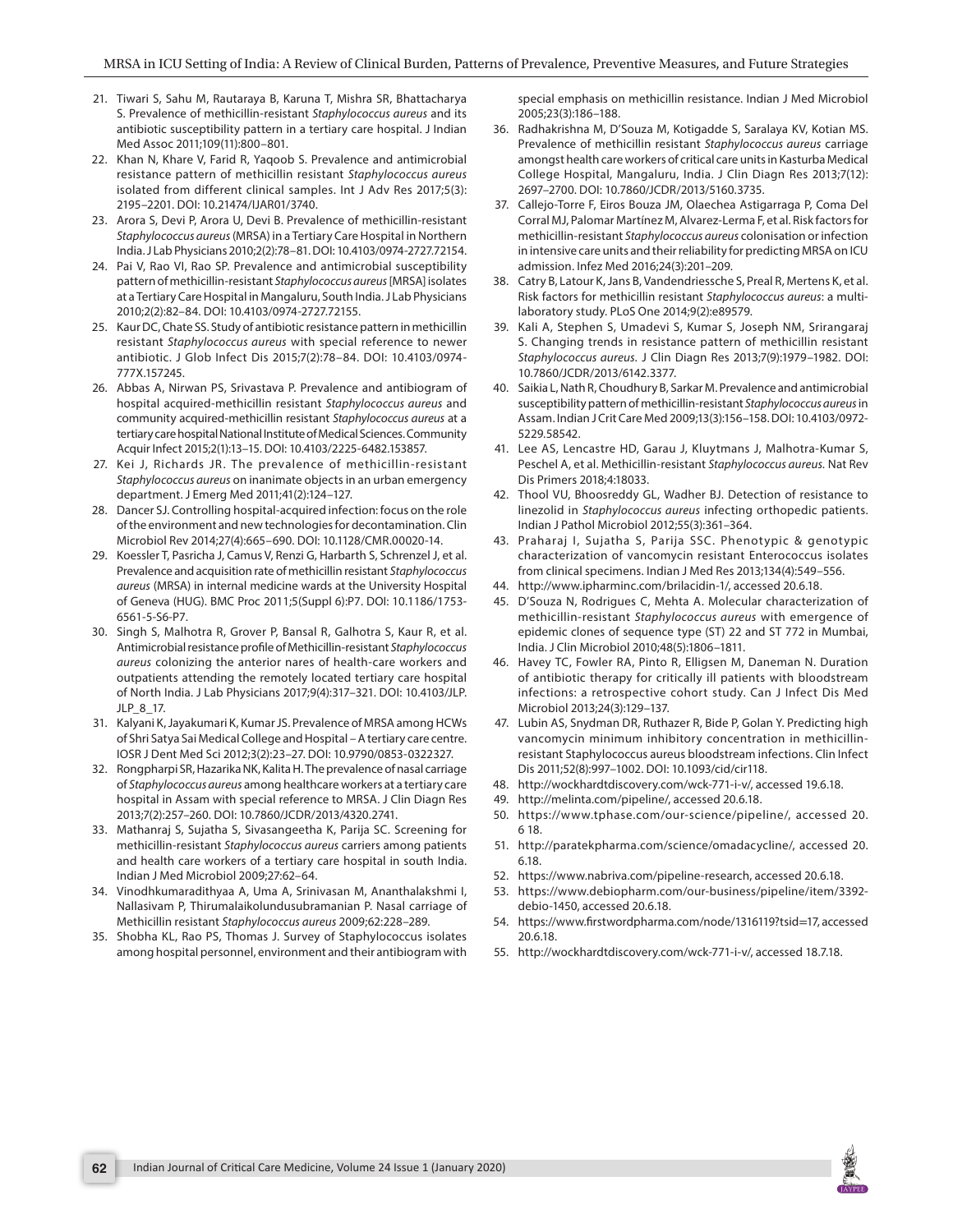21. Tiwari S, Sahu M, Rautaraya B, Karuna T, Mishra SR, Bhattacharya S. Prevalence of methicillin-resistant *Staphylococcus aureus* and its antibiotic susceptibility pattern in a tertiary care hospital. J Indian Med Assoc 2011;109(11):800–801.
22. Khan N, Khare V, Farid R, Yaqoob S. Prevalence and antimicrobial resistance pattern of methicillin resistant *Staphylococcus aureus* isolated from different clinical samples. Int J Adv Res 2017;5(3): 2195–2201. DOI: 10.21474/IJAR01/3740.
23. Arora S, Devi P, Arora U, Devi B. Prevalence of methicillin-resistant *Staphylococcus aureus* (MRSA) in a Tertiary Care Hospital in Northern India. J Lab Physicians 2010;2(2):78–81. DOI: 10.4103/0974-2727.72154.
24. Pai V, Rao VI, Rao SP. Prevalence and antimicrobial susceptibility pattern of methicillin-resistant *Staphylococcus aureus* [MRSA] isolates at a Tertiary Care Hospital in Mangaluru, South India. J Lab Physicians 2010;2(2):82–84. DOI: 10.4103/0974-2727.72155.
25. Kaur DC, Chate SS. Study of antibiotic resistance pattern in methicillin resistant *Staphylococcus aureus* with special reference to newer antibiotic. J Glob Infect Dis 2015;7(2):78–84. DOI: 10.4103/0974-777X.157245.
26. Abbas A, Nirwan PS, Srivastava P. Prevalence and antibiogram of hospital acquired-methicillin resistant *Staphylococcus aureus* and community acquired-methicillin resistant *Staphylococcus aureus* at a tertiary care hospital National Institute of Medical Sciences. Community Acquir Infect 2015;2(1):13–15. DOI: 10.4103/2225-6482.153857.
27. Kei J, Richards JR. The prevalence of methicillin-resistant *Staphylococcus aureus* on inanimate objects in an urban emergency department. J Emerg Med 2011;41(2):124–127.
28. Dancer SJ. Controlling hospital-acquired infection: focus on the role of the environment and new technologies for decontamination. Clin Microbiol Rev 2014;27(4):665–690. DOI: 10.1128/CMR.00020-14.
29. Koessler T, Pasricha J, Camus V, Renzi G, Harbarth S, Schrenzel J, et al. Prevalence and acquisition rate of methicillin resistant *Staphylococcus aureus* (MRSA) in internal medicine wards at the University Hospital of Geneva (HUG). BMC Proc 2011;5(Suppl 6):P7. DOI: 10.1186/1753-6561-5-S6-P7.
30. Singh S, Malhotra R, Grover P, Bansal R, Galhotra S, Kaur R, et al. Antimicrobial resistance profile of Methicillin-resistant *Staphylococcus aureus* colonizing the anterior nares of health-care workers and outpatients attending the remotely located tertiary care hospital of North India. J Lab Physicians 2017;9(4):317–321. DOI: 10.4103/JLP.JLP_8_17.
31. Kalyani K, Jayakumari K, Kumar JS. Prevalence of MRSA among HCWs of Shri Satya Sai Medical College and Hospital – A tertiary care centre. IOSR J Dent Med Sci 2012;3(2):23–27. DOI: 10.9790/0853-0322327.
32. Rongpharpi SR, Hazarika NK, Kalita H. The prevalence of nasal carriage of *Staphylococcus aureus* among healthcare workers at a tertiary care hospital in Assam with special reference to MRSA. J Clin Diagn Res 2013;7(2):257–260. DOI: 10.7860/JCDR/2013/4320.2741.
33. Mathanraj S, Sujatha S, Sivasangeetha K, Parija SC. Screening for methicillin-resistant *Staphylococcus aureus* carriers among patients and health care workers of a tertiary care hospital in south India. Indian J Med Microbiol 2009;27:62–64.
34. Vinodhkumaradithyaa A, Uma A, Srinivasan M, Ananthalakshmi I, Nallasivam P, Thirumalaikolundusubramanian P. Nasal carriage of Methicillin resistant *Staphylococcus aureus* 2009;62:228–289.
35. Shobha KL, Rao PS, Thomas J. Survey of Staphylococcus isolates among hospital personnel, environment and their antibiogram with special emphasis on methicillin resistance. Indian J Med Microbiol 2005;23(3):186–188.
36. Radhakrishna M, D'Souza M, Kotigadde S, Saralaya KV, Kotian MS. Prevalence of methicillin resistant *Staphylococcus aureus* carriage amongst health care workers of critical care units in Kasturba Medical College Hospital, Mangaluru, India. J Clin Diagn Res 2013;7(12): 2697–2700. DOI: 10.7860/JCDR/2013/5160.3735.
37. Callejo-Torre F, Eiros Bouza JM, Olaechea Astigarraga P, Coma Del Corral MJ, Palomar Martínez M, Alvarez-Lerma F, et al. Risk factors for methicillin-resistant *Staphylococcus aureus* colonisation or infection in intensive care units and their reliability for predicting MRSA on ICU admission. Infez Med 2016;24(3):201–209.
38. Catry B, Latour K, Jans B, Vandendriessche S, Preal R, Mertens K, et al. Risk factors for methicillin resistant *Staphylococcus aureus*: a multi-laboratory study. PLoS One 2014;9(2):e89579.
39. Kali A, Stephen S, Umadevi S, Kumar S, Joseph NM, Srirangaraj S. Changing trends in resistance pattern of methicillin resistant *Staphylococcus aureus*. J Clin Diagn Res 2013;7(9):1979–1982. DOI: 10.7860/JCDR/2013/6142.3377.
40. Saikia L, Nath R, Choudhury B, Sarkar M. Prevalence and antimicrobial susceptibility pattern of methicillin-resistant *Staphylococcus aureus* in Assam. Indian J Crit Care Med 2009;13(3):156–158. DOI: 10.4103/0972-5229.58542.
41. Lee AS, Lencastre HD, Garau J, Kluytmans J, Malhotra-Kumar S, Peschel A, et al. Methicillin-resistant *Staphylococcus aureus*. Nat Rev Dis Primers 2018;4:18033.
42. Thool VU, Bhoosreddy GL, Wadher BJ. Detection of resistance to linezolid in *Staphylococcus aureus* infecting orthopedic patients. Indian J Pathol Microbiol 2012;55(3):361–364.
43. Praharaj I, Sujatha S, Parija SSC. Phenotypic & genotypic characterization of vancomycin resistant Enterococcus isolates from clinical specimens. Indian J Med Res 2013;134(4):549–556.
44. http://www.ipharminc.com/brilacidin-1/, accessed 20.6.18.
45. D'Souza N, Rodrigues C, Mehta A. Molecular characterization of methicillin-resistant *Staphylococcus aureus* with emergence of epidemic clones of sequence type (ST) 22 and ST 772 in Mumbai, India. J Clin Microbiol 2010;48(5):1806–1811.
46. Havey TC, Fowler RA, Pinto R, Elligsen M, Daneman N. Duration of antibiotic therapy for critically ill patients with bloodstream infections: a retrospective cohort study. Can J Infect Dis Med Microbiol 2013;24(3):129–137.
47. Lubin AS, Snydman DR, Ruthazer R, Bide P, Golan Y. Predicting high vancomycin minimum inhibitory concentration in methicillin-resistant Staphylococcus aureus bloodstream infections. Clin Infect Dis 2011;52(8):997–1002. DOI: 10.1093/cid/cir118.
48. http://wockhardtdiscovery.com/wck-771-i-v/, accessed 19.6.18.
49. http://melinta.com/pipeline/, accessed 20.6.18.
50. https://www.tphase.com/our-science/pipeline/, accessed 20. 6 18.
51. http://paratekpharma.com/science/omadacycline/, accessed 20. 6.18.
52. https://www.nabriva.com/pipeline-research, accessed 20.6.18.
53. https://www.debiopharm.com/our-business/pipeline/item/3392-debio-1450, accessed 20.6.18.
54. https://www.firstwordpharma.com/node/1316119?tsid=17, accessed 20.6.18.
55. http://wockhardtdiscovery.com/wck-771-i-v/, accessed 18.7.18.